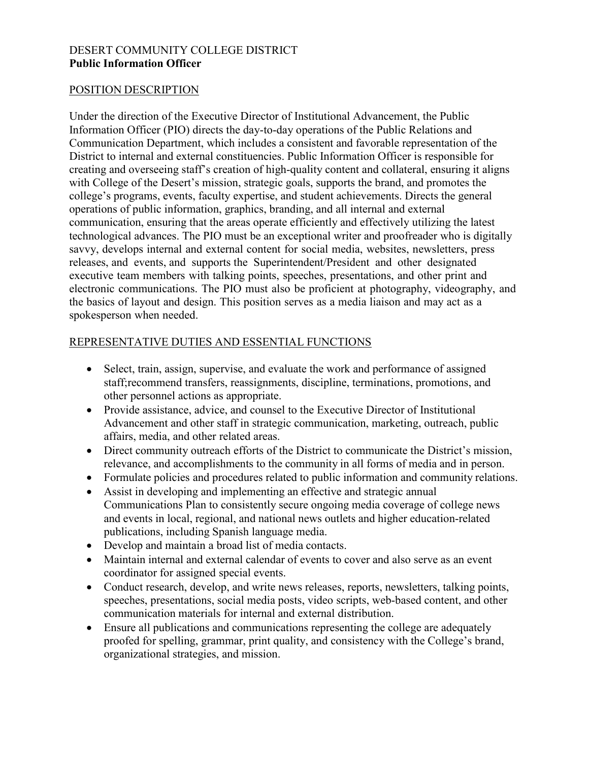DESERT COMMUNITY COLLEGE DISTRICT

**Public Information Officer**

## POSITION DESCRIPTION

Under the direction of the Executive Director of Institutional Advancement, the Public Information Officer (PIO) directs the day-to-day operations of the Public Relations and Communication Department, which includes a consistent and favorable representation of the District to internal and external constituencies. Public Information Officer is responsible for creating and overseeing staff's creation of high-quality content and collateral, ensuring it aligns with College of the Desert's mission, strategic goals, supports the brand, and promotes the college's programs, events, faculty expertise, and student achievements. Directs the general operations of public information, graphics, branding, and all internal and external communication, ensuring that the areas operate efficiently and effectively utilizing the latest technological advances. The PIO must be an exceptional writer and proofreader who is digitally savvy, develops internal and external content for social media, websites, newsletters, press releases, and events, and supports the Superintendent/President and other designated executive team members with talking points, speeches, presentations, and other print and electronic communications. The PIO must also be proficient at photography, videography, and the basics of layout and design. This position serves as a media liaison and may act as a spokesperson when needed.

## REPRESENTATIVE DUTIES AND ESSENTIAL FUNCTIONS

- Select, train, assign, supervise, and evaluate the work and performance of assigned staff;recommend transfers, reassignments, discipline, terminations, promotions, and other personnel actions as appropriate.
- Provide assistance, advice, and counsel to the Executive Director of Institutional Advancement and other staff in strategic communication, marketing, outreach, public affairs, media, and other related areas.
- Direct community outreach efforts of the District to communicate the District's mission, relevance, and accomplishments to the community in all forms of media and in person.
- Formulate policies and procedures related to public information and community relations.
- Assist in developing and implementing an effective and strategic annual Communications Plan to consistently secure ongoing media coverage of college news and events in local, regional, and national news outlets and higher education-related publications, including Spanish language media.
- Develop and maintain a broad list of media contacts.
- Maintain internal and external calendar of events to cover and also serve as an event coordinator for assigned special events.
- Conduct research, develop, and write news releases, reports, newsletters, talking points, speeches, presentations, social media posts, video scripts, web-based content, and other communication materials for internal and external distribution.
- Ensure all publications and communications representing the college are adequately proofed for spelling, grammar, print quality, and consistency with the College's brand, organizational strategies, and mission.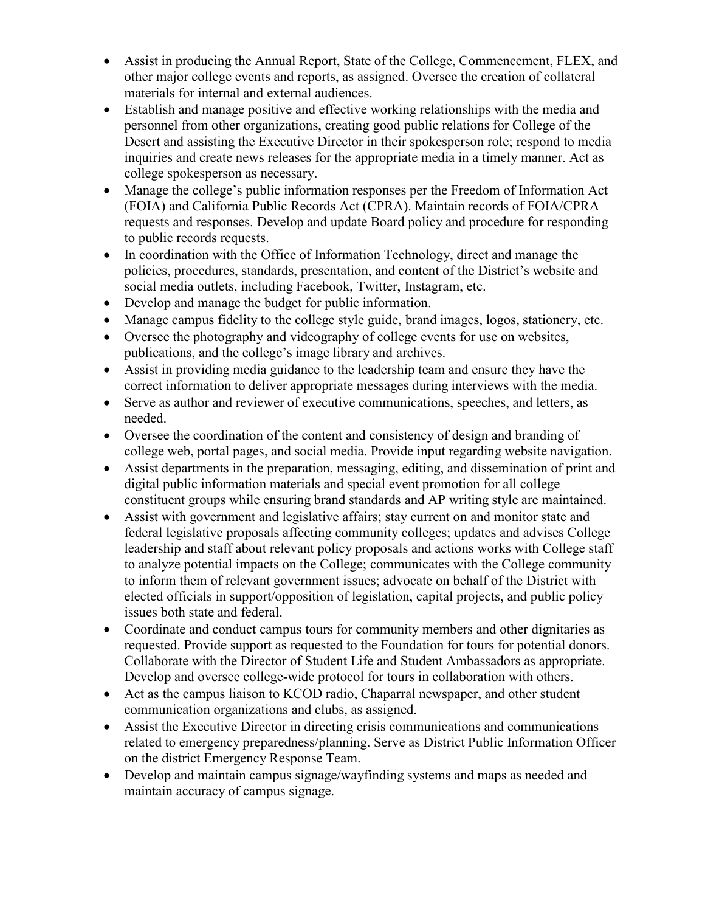- Assist in producing the Annual Report, State of the College, Commencement, FLEX, and other major college events and reports, as assigned. Oversee the creation of collateral materials for internal and external audiences.
- Establish and manage positive and effective working relationships with the media and personnel from other organizations, creating good public relations for College of the Desert and assisting the Executive Director in their spokesperson role; respond to media inquiries and create news releases for the appropriate media in a timely manner. Act as college spokesperson as necessary.
- Manage the college's public information responses per the Freedom of Information Act (FOIA) and California Public Records Act (CPRA). Maintain records of FOIA/CPRA requests and responses. Develop and update Board policy and procedure for responding to public records requests.
- In coordination with the Office of Information Technology, direct and manage the policies, procedures, standards, presentation, and content of the District's website and social media outlets, including Facebook, Twitter, Instagram, etc.
- Develop and manage the budget for public information.
- Manage campus fidelity to the college style guide, brand images, logos, stationery, etc.
- Oversee the photography and videography of college events for use on websites, publications, and the college's image library and archives.
- Assist in providing media guidance to the leadership team and ensure they have the correct information to deliver appropriate messages during interviews with the media.
- Serve as author and reviewer of executive communications, speeches, and letters, as needed.
- Oversee the coordination of the content and consistency of design and branding of college web, portal pages, and social media. Provide input regarding website navigation.
- Assist departments in the preparation, messaging, editing, and dissemination of print and digital public information materials and special event promotion for all college constituent groups while ensuring brand standards and AP writing style are maintained.
- Assist with government and legislative affairs; stay current on and monitor state and federal legislative proposals affecting community colleges; updates and advises College leadership and staff about relevant policy proposals and actions works with College staff to analyze potential impacts on the College; communicates with the College community to inform them of relevant government issues; advocate on behalf of the District with elected officials in support/opposition of legislation, capital projects, and public policy issues both state and federal.
- Coordinate and conduct campus tours for community members and other dignitaries as requested. Provide support as requested to the Foundation for tours for potential donors. Collaborate with the Director of Student Life and Student Ambassadors as appropriate. Develop and oversee college-wide protocol for tours in collaboration with others.
- Act as the campus liaison to KCOD radio, Chaparral newspaper, and other student communication organizations and clubs, as assigned.
- Assist the Executive Director in directing crisis communications and communications related to emergency preparedness/planning. Serve as District Public Information Officer on the district Emergency Response Team.
- Develop and maintain campus signage/wayfinding systems and maps as needed and maintain accuracy of campus signage.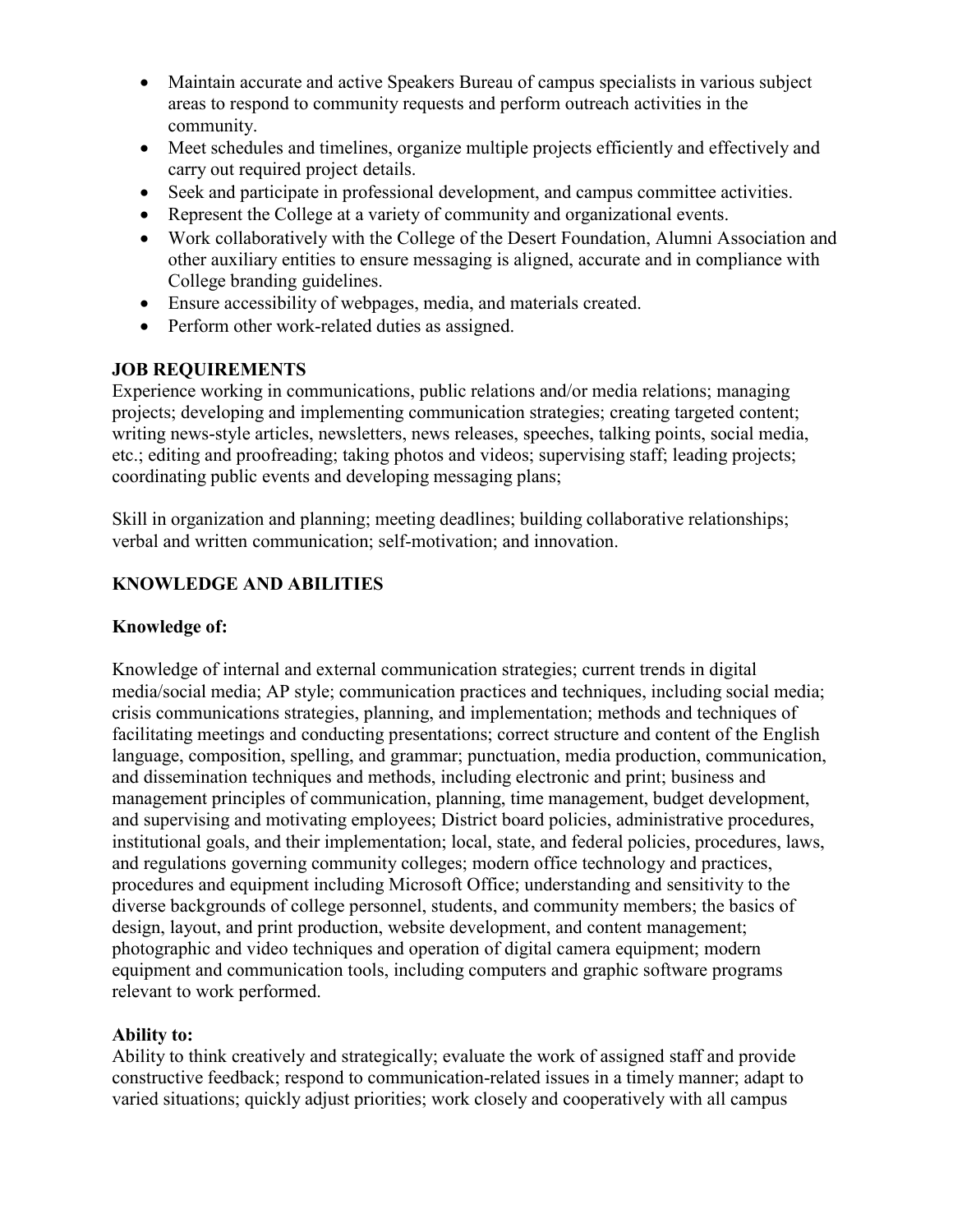- Maintain accurate and active Speakers Bureau of campus specialists in various subject areas to respond to community requests and perform outreach activities in the community.
- Meet schedules and timelines, organize multiple projects efficiently and effectively and carry out required project details.
- Seek and participate in professional development, and campus committee activities.
- Represent the College at a variety of community and organizational events.
- Work collaboratively with the College of the Desert Foundation, Alumni Association and other auxiliary entities to ensure messaging is aligned, accurate and in compliance with College branding guidelines.
- Ensure accessibility of webpages, media, and materials created.
- Perform other work-related duties as assigned.

## JOB REQUIREMENTS

Experience working in communications, public relations and/or media relations; managing projects; developing and implementing communication strategies; creating targeted content; writing news-style articles, newsletters, news releases, speeches, talking points, social media, etc.; editing and proofreading; taking photos and videos; supervising staff; leading projects; coordinating public events and developing messaging plans;

Skill in organization and planning; meeting deadlines; building collaborative relationships; verbal and written communication; self-motivation; and innovation.

## KNOWLEDGE AND ABILITIES

### Knowledge of:

Knowledge of internal and external communication strategies; current trends in digital media/social media; AP style; communication practices and techniques, including social media; crisis communications strategies, planning, and implementation; methods and techniques of facilitating meetings and conducting presentations; correct structure and content of the English language, composition, spelling, and grammar; punctuation, media production, communication, and dissemination techniques and methods, including electronic and print; business and management principles of communication, planning, time management, budget development, and supervising and motivating employees; District board policies, administrative procedures, institutional goals, and their implementation; local, state, and federal policies, procedures, laws, and regulations governing community colleges; modern office technology and practices, procedures and equipment including Microsoft Office; understanding and sensitivity to the diverse backgrounds of college personnel, students, and community members; the basics of design, layout, and print production, website development, and content management; photographic and video techniques and operation of digital camera equipment; modern equipment and communication tools, including computers and graphic software programs relevant to work performed.

### Ability to:

Ability to think creatively and strategically; evaluate the work of assigned staff and provide constructive feedback; respond to communication-related issues in a timely manner; adapt to varied situations; quickly adjust priorities; work closely and cooperatively with all campus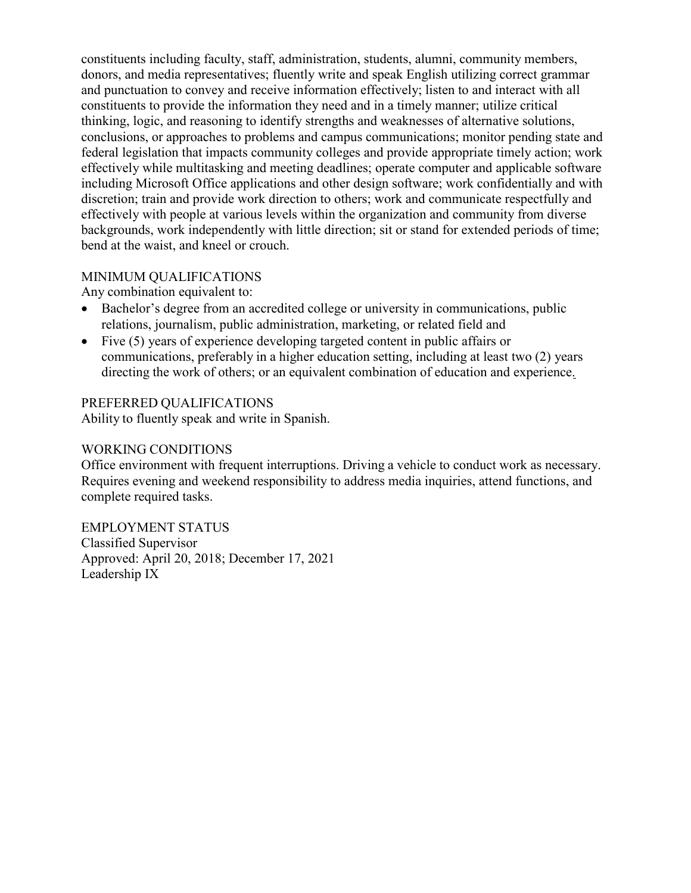constituents including faculty, staff, administration, students, alumni, community members, donors, and media representatives; fluently write and speak English utilizing correct grammar and punctuation to convey and receive information effectively; listen to and interact with all constituents to provide the information they need and in a timely manner; utilize critical thinking, logic, and reasoning to identify strengths and weaknesses of alternative solutions, conclusions, or approaches to problems and campus communications; monitor pending state and federal legislation that impacts community colleges and provide appropriate timely action; work effectively while multitasking and meeting deadlines; operate computer and applicable software including Microsoft Office applications and other design software; work confidentially and with discretion; train and provide work direction to others; work and communicate respectfully and effectively with people at various levels within the organization and community from diverse backgrounds, work independently with little direction; sit or stand for extended periods of time; bend at the waist, and kneel or crouch.

MINIMUM QUALIFICATIONS

Any combination equivalent to:

- Bachelor's degree from an accredited college or university in communications, public relations, journalism, public administration, marketing, or related field and
- Five (5) years of experience developing targeted content in public affairs or communications, preferably in a higher education setting, including at least two (2) years directing the work of others; or an equivalent combination of education and experience.

PREFERRED QUALIFICATIONS

Ability to fluently speak and write in Spanish.

WORKING CONDITIONS

Office environment with frequent interruptions. Driving a vehicle to conduct work as necessary. Requires evening and weekend responsibility to address media inquiries, attend functions, and complete required tasks.

EMPLOYMENT STATUS

Classified Supervisor

Approved: April 20, 2018; December 17, 2021

Leadership IX